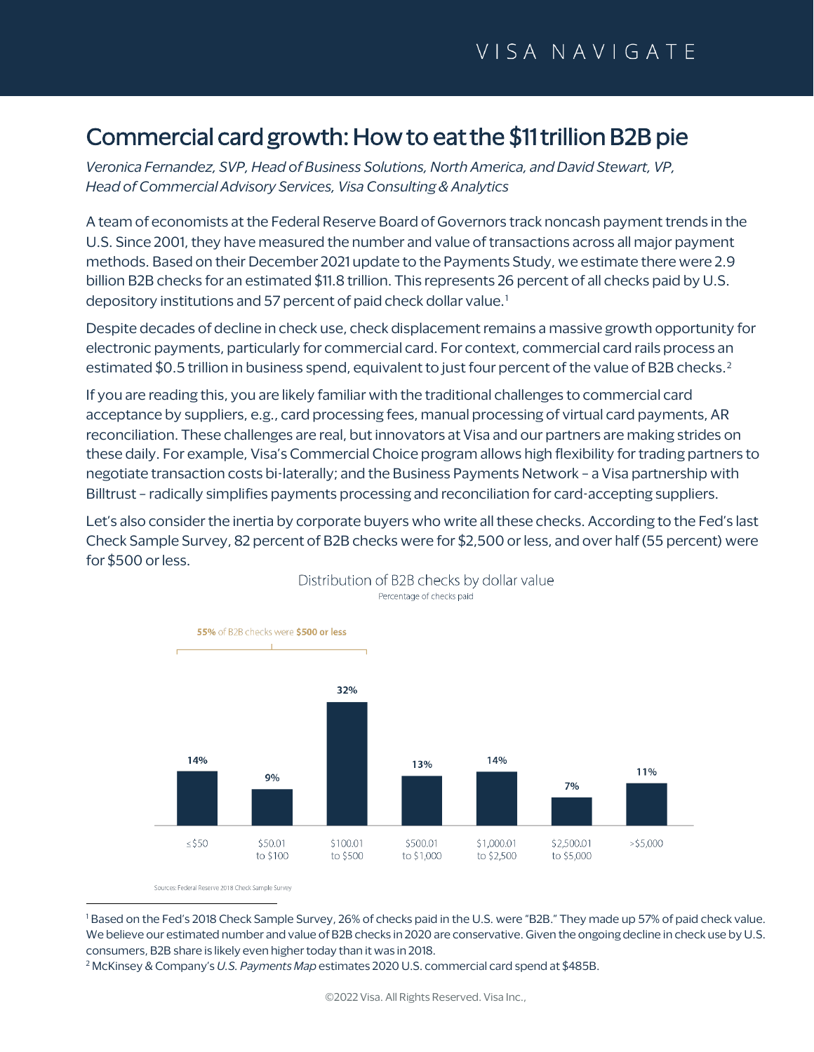VISA NAVIGATE

# Commercial card growth: How to eat the $11 trillion B2B pie

*Veronica Fernandez, SVP, Head of Business Solutions, North America, and David Stewart, VP, Head of Commercial Advisory Services, Visa Consulting & Analytics*

A team of economists at the Federal Reserve Board of Governors track noncash payment trends in the U.S. Since 2001, they have measured the number and value of transactions across all major payment methods. Based on their December 2021 update to the Payments Study, we estimate there were 2.9 billion B2B checks for an estimated $11.8 trillion. This represents 26 percent of all checks paid by U.S. depository institutions and 57 percent of paid check dollar value.[1]

Despite decades of decline in check use, check displacement remains a massive growth opportunity for electronic payments, particularly for commercial card. For context, commercial card rails process an estimated $0.5 trillion in business spend, equivalent to just four percent of the value of B2B checks.[2]

If you are reading this, you are likely familiar with the traditional challenges to commercial card acceptance by suppliers, e.g., card processing fees, manual processing of virtual card payments, AR reconciliation. These challenges are real, but innovators at Visa and our partners are making strides on these daily. For example, Visa's Commercial Choice program allows high flexibility for trading partners to negotiate transaction costs bi-laterally; and the Business Payments Network – a Visa partnership with Billtrust – radically simplifies payments processing and reconciliation for card-accepting suppliers.

Let's also consider the inertia by corporate buyers who write all these checks. According to the Fed's last Check Sample Survey, 82 percent of B2B checks were for $2,500 or less, and over half (55 percent) were for $500 or less.

**Distribution of B2B checks by dollar value**
Percentage of checks paid

**55%** of B2B checks were **$500 or less**

| ≤ $50 | $50.01 to $100 | $100.01 to $500 | $500.01 to $1,000 | $1,000.01 to $2,500 | $2,500.01 to $5,000 | > $5,000 |
|---|---|---|---|---|---|---|
| 14% | 9% | 32% | 13% | 14% | 7% | 11% |

Sources: Federal Reserve 2018 Check Sample Survey

[1] Based on the Fed's 2018 Check Sample Survey, 26% of checks paid in the U.S. were "B2B." They made up 57% of paid check value. We believe our estimated number and value of B2B checks in 2020 are conservative. Given the ongoing decline in check use by U.S. consumers, B2B share is likely even higher today than it was in 2018.

[2] McKinsey & Company's *U.S. Payments Map* estimates 2020 U.S. commercial card spend at $485B.

©2022 Visa. All Rights Reserved. Visa Inc.,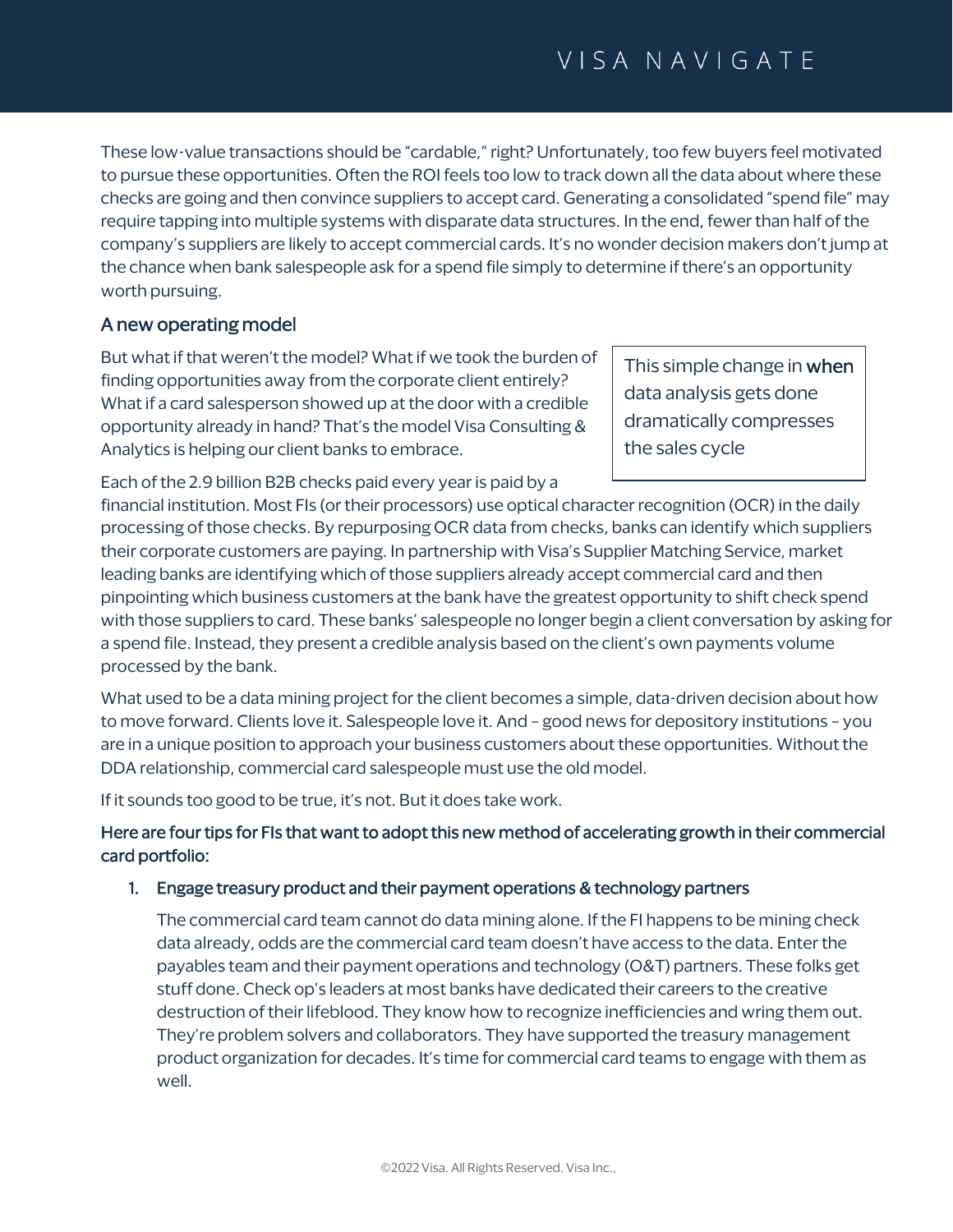These low-value transactions should be "cardable," right? Unfortunately, too few buyers feel motivated to pursue these opportunities. Often the ROI feels too low to track down all the data about where these checks are going and then convince suppliers to accept card. Generating a consolidated "spend file" may require tapping into multiple systems with disparate data structures. In the end, fewer than half of the company's suppliers are likely to accept commercial cards. It's no wonder decision makers don't jump at the chance when bank salespeople ask for a spend file simply to determine if there's an opportunity worth pursuing.

## A new operating model

But what if that weren't the model? What if we took the burden of finding opportunities away from the corporate client entirely? What if a card salesperson showed up at the door with a credible opportunity already in hand? That's the model Visa Consulting & Analytics is helping our client banks to embrace.

> This simple change in **when** data analysis gets done dramatically compresses the sales cycle

Each of the 2.9 billion B2B checks paid every year is paid by a financial institution. Most FIs (or their processors) use optical character recognition (OCR) in the daily processing of those checks. By repurposing OCR data from checks, banks can identify which suppliers their corporate customers are paying. In partnership with Visa's Supplier Matching Service, market leading banks are identifying which of those suppliers already accept commercial card and then pinpointing which business customers at the bank have the greatest opportunity to shift check spend with those suppliers to card. These banks' salespeople no longer begin a client conversation by asking for a spend file. Instead, they present a credible analysis based on the client's own payments volume processed by the bank.

What used to be a data mining project for the client becomes a simple, data-driven decision about how to move forward. Clients love it. Salespeople love it. And – good news for depository institutions – you are in a unique position to approach your business customers about these opportunities. Without the DDA relationship, commercial card salespeople must use the old model.

If it sounds too good to be true, it's not. But it does take work.

**Here are four tips for FIs that want to adopt this new method of accelerating growth in their commercial card portfolio:**

1. **Engage treasury product and their payment operations & technology partners**

   The commercial card team cannot do data mining alone. If the FI happens to be mining check data already, odds are the commercial card team doesn't have access to the data. Enter the payables team and their payment operations and technology (O&T) partners. These folks get stuff done. Check op's leaders at most banks have dedicated their careers to the creative destruction of their lifeblood. They know how to recognize inefficiencies and wring them out. They're problem solvers and collaborators. They have supported the treasury management product organization for decades. It's time for commercial card teams to engage with them as well.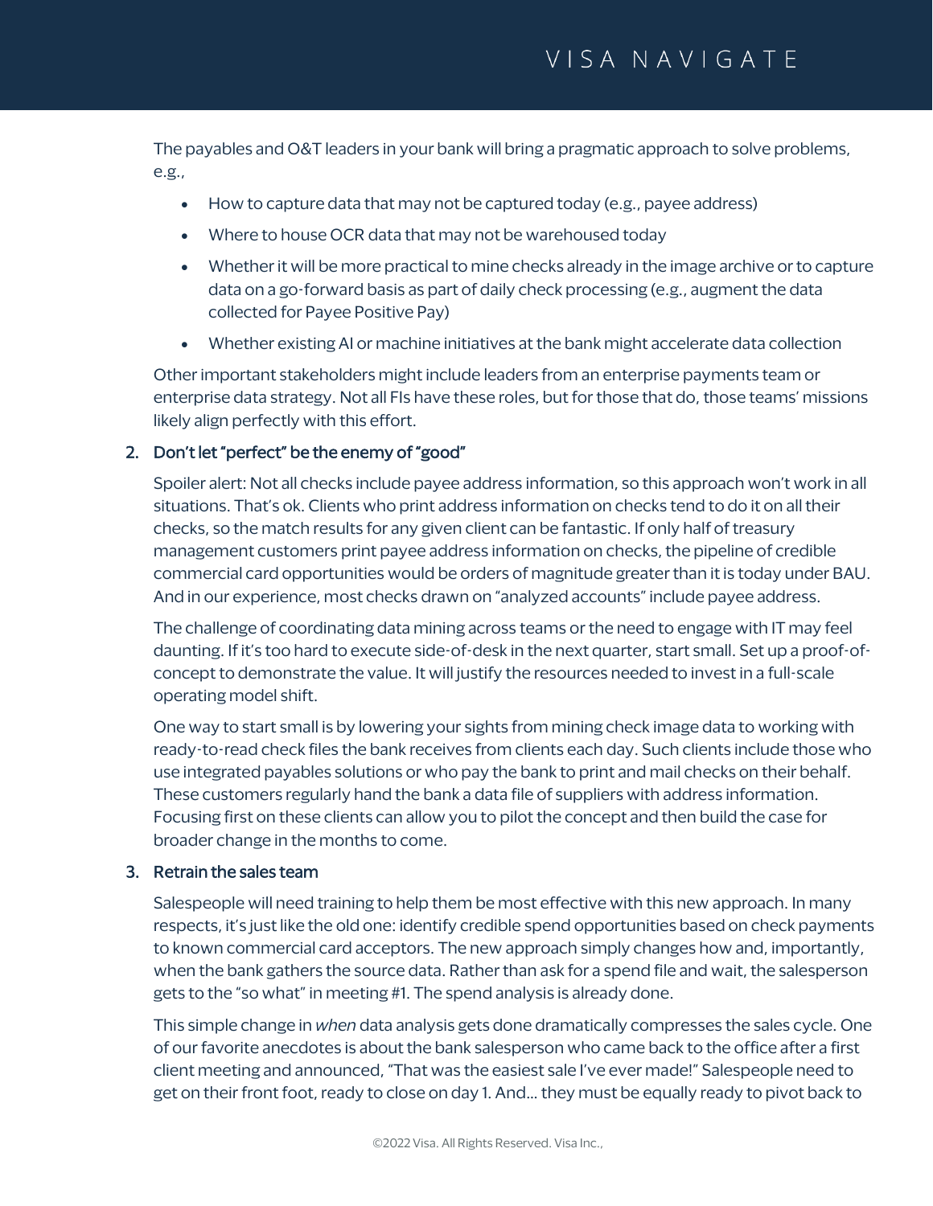The payables and O&T leaders in your bank will bring a pragmatic approach to solve problems, e.g.,

- How to capture data that may not be captured today (e.g., payee address)
- Where to house OCR data that may not be warehoused today
- Whether it will be more practical to mine checks already in the image archive or to capture data on a go-forward basis as part of daily check processing (e.g., augment the data collected for Payee Positive Pay)
- Whether existing AI or machine initiatives at the bank might accelerate data collection

Other important stakeholders might include leaders from an enterprise payments team or enterprise data strategy. Not all FIs have these roles, but for those that do, those teams' missions likely align perfectly with this effort.

2. Don't let "perfect" be the enemy of "good"

   Spoiler alert: Not all checks include payee address information, so this approach won't work in all situations. That's ok. Clients who print address information on checks tend to do it on all their checks, so the match results for any given client can be fantastic. If only half of treasury management customers print payee address information on checks, the pipeline of credible commercial card opportunities would be orders of magnitude greater than it is today under BAU. And in our experience, most checks drawn on "analyzed accounts" include payee address.

   The challenge of coordinating data mining across teams or the need to engage with IT may feel daunting. If it's too hard to execute side-of-desk in the next quarter, start small. Set up a proof-of-concept to demonstrate the value. It will justify the resources needed to invest in a full-scale operating model shift.

   One way to start small is by lowering your sights from mining check image data to working with ready-to-read check files the bank receives from clients each day. Such clients include those who use integrated payables solutions or who pay the bank to print and mail checks on their behalf. These customers regularly hand the bank a data file of suppliers with address information. Focusing first on these clients can allow you to pilot the concept and then build the case for broader change in the months to come.

3. Retrain the sales team

   Salespeople will need training to help them be most effective with this new approach. In many respects, it's just like the old one: identify credible spend opportunities based on check payments to known commercial card acceptors. The new approach simply changes how and, importantly, when the bank gathers the source data. Rather than ask for a spend file and wait, the salesperson gets to the "so what" in meeting #1. The spend analysis is already done.

   This simple change in *when* data analysis gets done dramatically compresses the sales cycle. One of our favorite anecdotes is about the bank salesperson who came back to the office after a first client meeting and announced, "That was the easiest sale I've ever made!" Salespeople need to get on their front foot, ready to close on day 1. And… they must be equally ready to pivot back to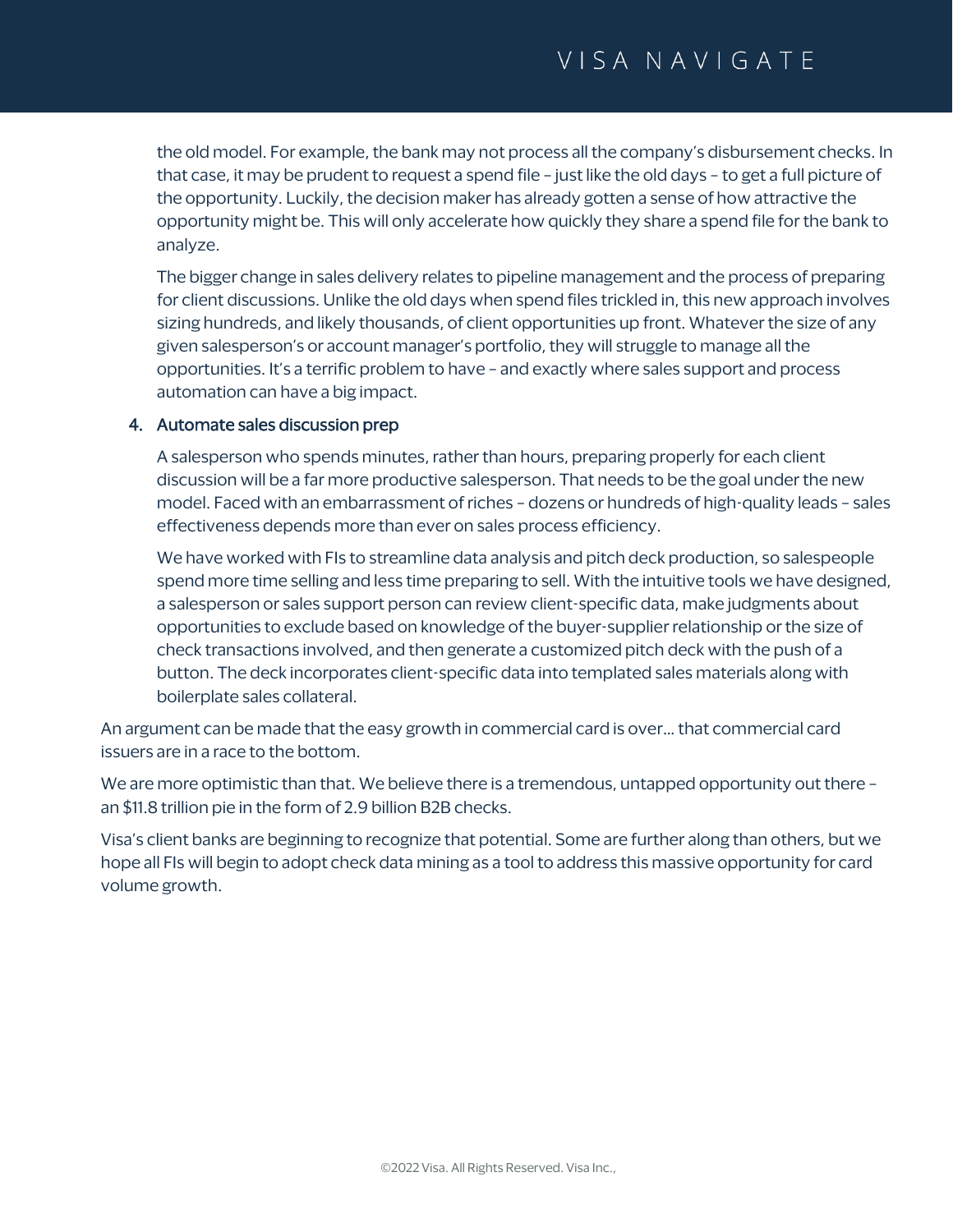the old model. For example, the bank may not process all the company's disbursement checks. In that case, it may be prudent to request a spend file – just like the old days – to get a full picture of the opportunity. Luckily, the decision maker has already gotten a sense of how attractive the opportunity might be. This will only accelerate how quickly they share a spend file for the bank to analyze.

The bigger change in sales delivery relates to pipeline management and the process of preparing for client discussions. Unlike the old days when spend files trickled in, this new approach involves sizing hundreds, and likely thousands, of client opportunities up front. Whatever the size of any given salesperson's or account manager's portfolio, they will struggle to manage all the opportunities. It's a terrific problem to have – and exactly where sales support and process automation can have a big impact.

4. Automate sales discussion prep

   A salesperson who spends minutes, rather than hours, preparing properly for each client discussion will be a far more productive salesperson. That needs to be the goal under the new model. Faced with an embarrassment of riches – dozens or hundreds of high-quality leads – sales effectiveness depends more than ever on sales process efficiency.

   We have worked with FIs to streamline data analysis and pitch deck production, so salespeople spend more time selling and less time preparing to sell. With the intuitive tools we have designed, a salesperson or sales support person can review client-specific data, make judgments about opportunities to exclude based on knowledge of the buyer-supplier relationship or the size of check transactions involved, and then generate a customized pitch deck with the push of a button. The deck incorporates client-specific data into templated sales materials along with boilerplate sales collateral.

An argument can be made that the easy growth in commercial card is over… that commercial card issuers are in a race to the bottom.

We are more optimistic than that. We believe there is a tremendous, untapped opportunity out there – an $11.8 trillion pie in the form of 2.9 billion B2B checks.

Visa's client banks are beginning to recognize that potential. Some are further along than others, but we hope all FIs will begin to adopt check data mining as a tool to address this massive opportunity for card volume growth.